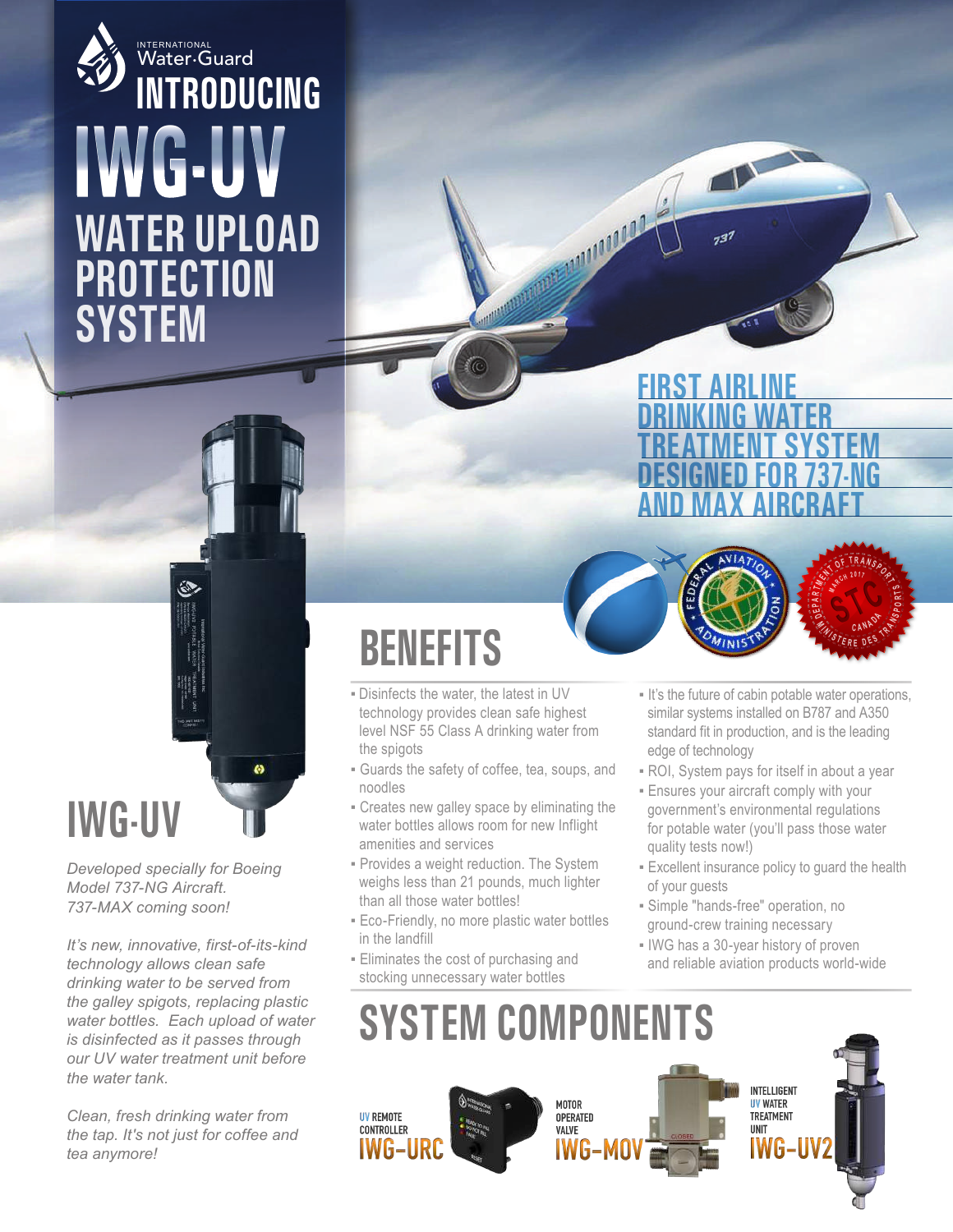INTERNATIONAL Water·Guard

# INTRODUCING IWG-UV WATER UPLOAD PROTECTION SYSTEM

## FIRST AIRLINE DRINKING WATER TREATMENT SYSTEM DESIGNED FOR 737-NG AND MAX AIRCRAFT

## IWG-UV

*Developed specially for Boeing Model 737-NG Aircraft. 737-MAX coming soon!*

*It's new, innovative, first-of-its-kind technology allows clean safe drinking water to be served from the galley spigots, replacing plastic water bottles. Each upload of water is disinfected as it passes through our UV water treatment unit before the water tank.*

*Clean, fresh drinking water from the tap. It's not just for coffee and tea anymore!*

## BENEFITS

- Disinfects the water, the latest in UV technology provides clean safe highest level NSF 55 Class A drinking water from the spigots
- Guards the safety of coffee, tea, soups, and noodles
- Creates new galley space by eliminating the water bottles allows room for new Inflight amenities and services
- Provides a weight reduction. The System weighs less than 21 pounds, much lighter than all those water bottles!
- Eco-Friendly, no more plastic water bottles in the landfill
- Eliminates the cost of purchasing and stocking unnecessary water bottles
- It's the future of cabin potable water operations, similar systems installed on B787 and A350 standard fit in production, and is the leading edge of technology
- ROI, System pays for itself in about a year
- Ensures your aircraft comply with your government's environmental regulations for potable water (you'll pass those water quality tests now!)
- Excellent insurance policy to guard the health of your guests
- Simple "hands-free" operation, no ground-crew training necessary
- IWG has a 30-year history of proven and reliable aviation products world-wide

## SYSTEM COMPONENTS

- UV REMOTE CONTROLLER **IWG-URC**
- MOTOR OPERATED VALVE **IWG-MOV**
- INTELLIGENT UV WATER TREATMENT UNIT **IWG-UV2**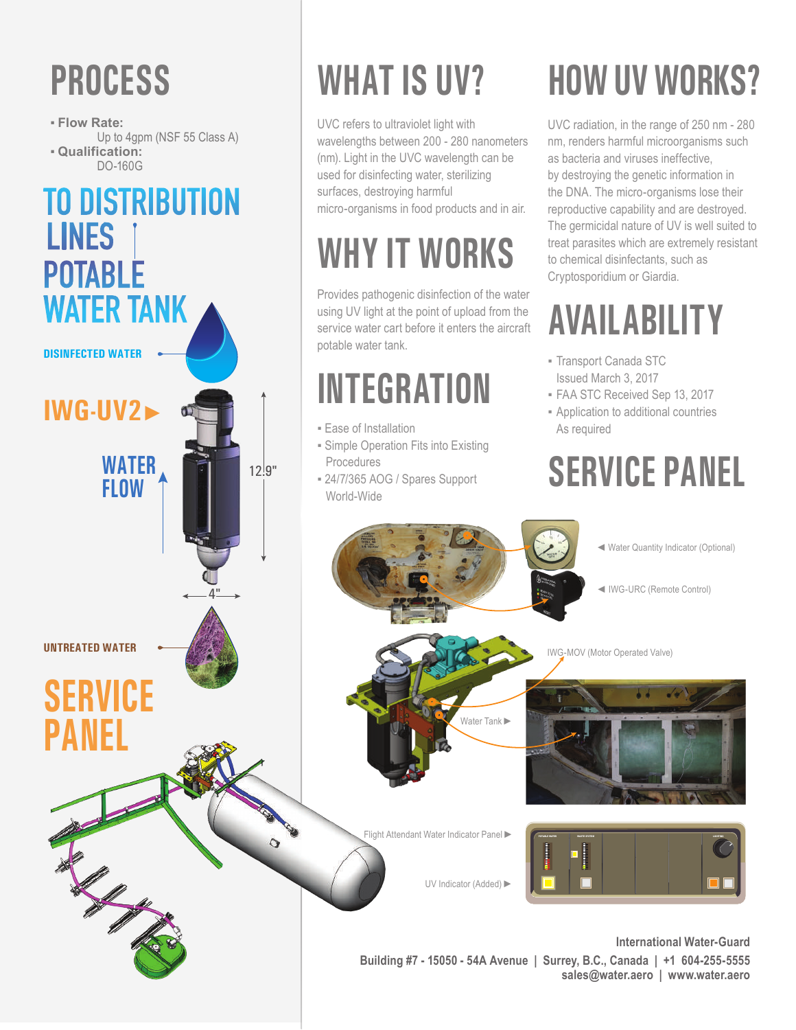# PROCESS

- **Flow Rate:**
  Up to 4gpm (NSF 55 Class A)
- **Qualification:**
  DO-160G

TO DISTRIBUTION LINES

POTABLE WATER TANK

DISINFECTED WATER

IWG-UV2

WATER FLOW

12.9"

4"

UNTREATED WATER

SERVICE PANEL

# WHAT IS UV?

UVC refers to ultraviolet light with wavelengths between 200 - 280 nanometers (nm). Light in the UVC wavelength can be used for disinfecting water, sterilizing surfaces, destroying harmful micro-organisms in food products and in air.

# WHY IT WORKS

Provides pathogenic disinfection of the water using UV light at the point of upload from the service water cart before it enters the aircraft potable water tank.

# INTEGRATION

- Ease of Installation
- Simple Operation Fits into Existing Procedures
- 24/7/365 AOG / Spares Support World-Wide

# HOW UV WORKS?

UVC radiation, in the range of 250 nm - 280 nm, renders harmful microorganisms such as bacteria and viruses ineffective, by destroying the genetic information in the DNA. The micro-organisms lose their reproductive capability and are destroyed. The germicidal nature of UV is well suited to treat parasites which are extremely resistant to chemical disinfectants, such as Cryptosporidium or Giardia.

# AVAILABILITY

- Transport Canada STC Issued March 3, 2017
- FAA STC Received Sep 13, 2017
- Application to additional countries As required

# SERVICE PANEL

Water Quantity Indicator (Optional)

IWG-URC (Remote Control)

IWG-MOV (Motor Operated Valve)

Water Tank

Flight Attendant Water Indicator Panel

UV Indicator (Added)

**International Water-Guard**
**Building #7 - 15050 - 54A Avenue | Surrey, B.C., Canada | +1 604-255-5555**
**sales@water.aero | www.water.aero**